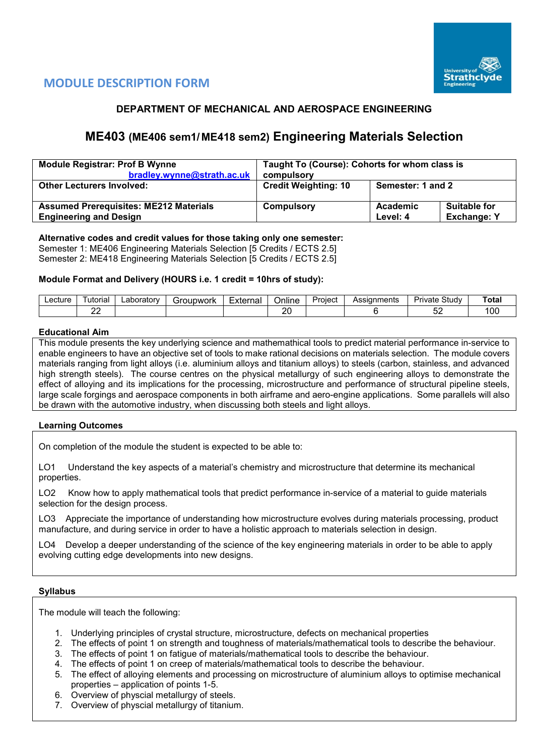# MODULE DESCRIPTION FORM

## DEPARTMENT OF MECHANICAL AND AEROSPACE ENGINEERING

## ME403 (ME406 sem1/ ME418 sem2) Engineering Materials Selection

| **Module Registrar: Prof B Wynne** bradley.wynne@strath.ac.uk | **Taught To (Course): Cohorts for whom class is compulsory** | | |
|---|---|---|---|
| **Other Lecturers Involved:** | **Credit Weighting: 10** | **Semester: 1 and 2** | |
| **Assumed Prerequisites: ME212 Materials Engineering and Design** | **Compulsory** | **Academic Level: 4** | **Suitable for Exchange: Y** |

**Alternative codes and credit values for those taking only one semester:**
Semester 1: ME406 Engineering Materials Selection [5 Credits / ECTS 2.5]
Semester 2: ME418 Engineering Materials Selection [5 Credits / ECTS 2.5]

**Module Format and Delivery (HOURS i.e. 1 credit = 10hrs of study):**

| Lecture | Tutorial | Laboratory | Groupwork | External | Online | Project | Assignments | Private Study | **Total** |
|---|---|---|---|---|---|---|---|---|---|
| | 22 | | | | 20 | | 6 | 52 | 100 |

**Educational Aim**

This module presents the key underlying science and mathemathical tools to predict material performance in-service to enable engineers to have an objective set of tools to make rational decisions on materials selection. The module covers materials ranging from light alloys (i.e. aluminium alloys and titanium alloys) to steels (carbon, stainless, and advanced high strength steels). The course centres on the physical metallurgy of such engineering alloys to demonstrate the effect of alloying and its implications for the processing, microstructure and performance of structural pipeline steels, large scale forgings and aerospace components in both airframe and aero-engine applications. Some parallels will also be drawn with the automotive industry, when discussing both steels and light alloys.

**Learning Outcomes**

On completion of the module the student is expected to be able to:

LO1 Understand the key aspects of a material's chemistry and microstructure that determine its mechanical properties.

LO2 Know how to apply mathematical tools that predict performance in-service of a material to guide materials selection for the design process.

LO3 Appreciate the importance of understanding how microstructure evolves during materials processing, product manufacture, and during service in order to have a holistic approach to materials selection in design.

LO4 Develop a deeper understanding of the science of the key engineering materials in order to be able to apply evolving cutting edge developments into new designs.

**Syllabus**

The module will teach the following:

1. Underlying principles of crystal structure, microstructure, defects on mechanical properties
2. The effects of point 1 on strength and toughness of materials/mathematical tools to describe the behaviour.
3. The effects of point 1 on fatigue of materials/mathematical tools to describe the behaviour.
4. The effects of point 1 on creep of materials/mathematical tools to describe the behaviour.
5. The effect of alloying elements and processing on microstructure of aluminium alloys to optimise mechanical properties – application of points 1-5.
6. Overview of physcial metallurgy of steels.
7. Overview of physcial metallurgy of titanium.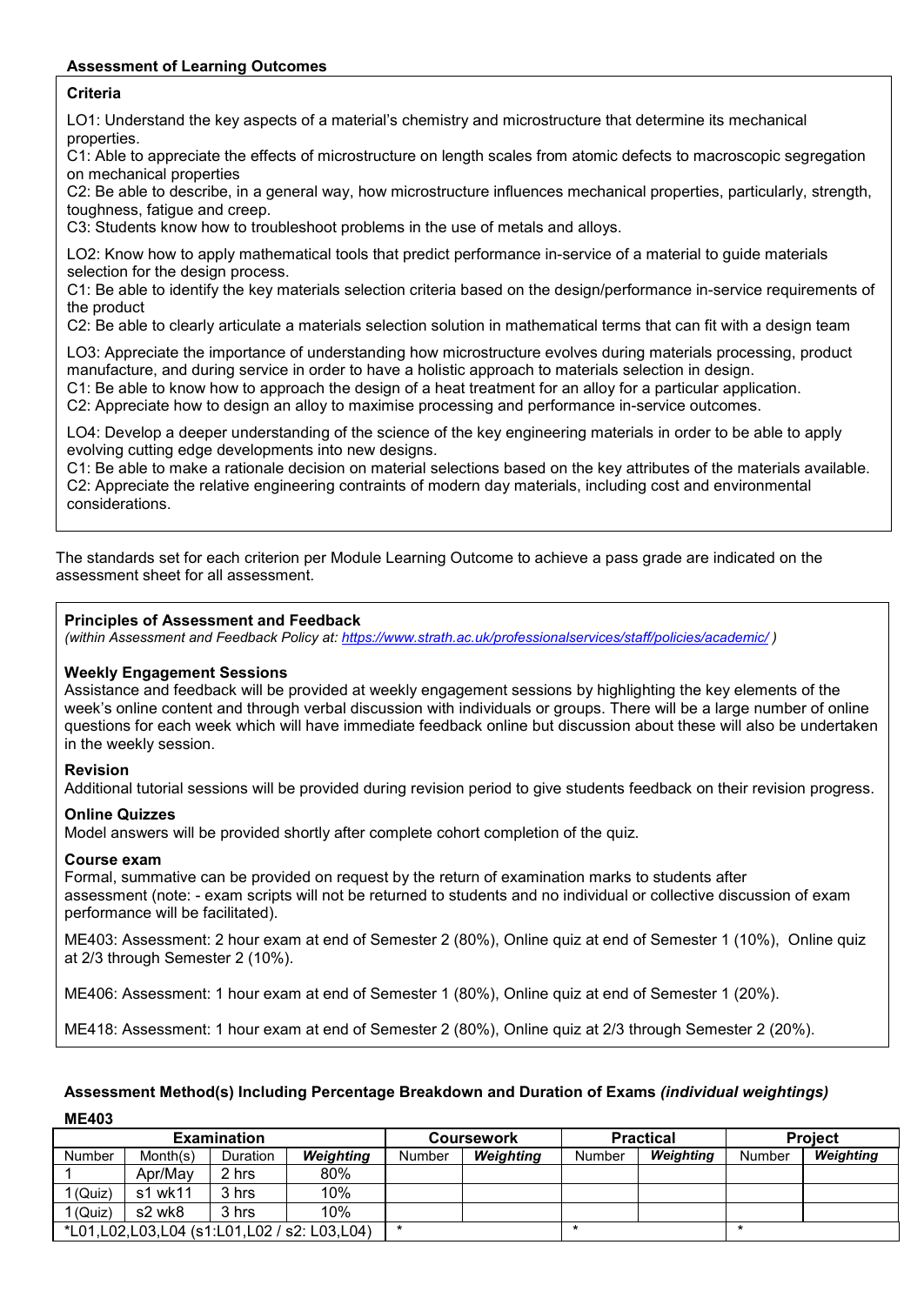**Assessment of Learning Outcomes**

**Criteria**

LO1: Understand the key aspects of a material's chemistry and microstructure that determine its mechanical properties.
C1: Able to appreciate the effects of microstructure on length scales from atomic defects to macroscopic segregation on mechanical properties
C2: Be able to describe, in a general way, how microstructure influences mechanical properties, particularly, strength, toughness, fatigue and creep.
C3: Students know how to troubleshoot problems in the use of metals and alloys.

LO2: Know how to apply mathematical tools that predict performance in-service of a material to guide materials selection for the design process.
C1: Be able to identify the key materials selection criteria based on the design/performance in-service requirements of the product
C2: Be able to clearly articulate a materials selection solution in mathematical terms that can fit with a design team

LO3: Appreciate the importance of understanding how microstructure evolves during materials processing, product manufacture, and during service in order to have a holistic approach to materials selection in design.
C1: Be able to know how to approach the design of a heat treatment for an alloy for a particular application.
C2: Appreciate how to design an alloy to maximise processing and performance in-service outcomes.

LO4: Develop a deeper understanding of the science of the key engineering materials in order to be able to apply evolving cutting edge developments into new designs.
C1: Be able to make a rationale decision on material selections based on the key attributes of the materials available.
C2: Appreciate the relative engineering contraints of modern day materials, including cost and environmental considerations.

The standards set for each criterion per Module Learning Outcome to achieve a pass grade are indicated on the assessment sheet for all assessment.

**Principles of Assessment and Feedback**
*(within Assessment and Feedback Policy at: https://www.strath.ac.uk/professionalservices/staff/policies/academic/ )*

**Weekly Engagement Sessions**
Assistance and feedback will be provided at weekly engagement sessions by highlighting the key elements of the week's online content and through verbal discussion with individuals or groups. There will be a large number of online questions for each week which will have immediate feedback online but discussion about these will also be undertaken in the weekly session.

**Revision**
Additional tutorial sessions will be provided during revision period to give students feedback on their revision progress.

**Online Quizzes**
Model answers will be provided shortly after complete cohort completion of the quiz.

**Course exam**
Formal, summative can be provided on request by the return of examination marks to students after assessment (note: - exam scripts will not be returned to students and no individual or collective discussion of exam performance will be facilitated).

ME403: Assessment: 2 hour exam at end of Semester 2 (80%), Online quiz at end of Semester 1 (10%), Online quiz at 2/3 through Semester 2 (10%).

ME406: Assessment: 1 hour exam at end of Semester 1 (80%), Online quiz at end of Semester 1 (20%).

ME418: Assessment: 1 hour exam at end of Semester 2 (80%), Online quiz at 2/3 through Semester 2 (20%).

**Assessment Method(s) Including Percentage Breakdown and Duration of Exams** ***(individual weightings)***

**ME403**

| Examination | | | | Coursework | | Practical | | Project | |
|---|---|---|---|---|---|---|---|---|---|
| Number | Month(s) | Duration | *Weighting* | Number | *Weighting* | Number | *Weighting* | Number | *Weighting* |
| 1 | Apr/May | 2 hrs | 80% | | | | | | |
| 1 (Quiz) | s1 wk11 | 3 hrs | 10% | | | | | | |
| 1 (Quiz) | s2 wk8 | 3 hrs | 10% | | | | | | |
| *L01,L02,L03,L04 (s1:L01,L02 / s2: L03,L04) | | | | * | | * | | * | |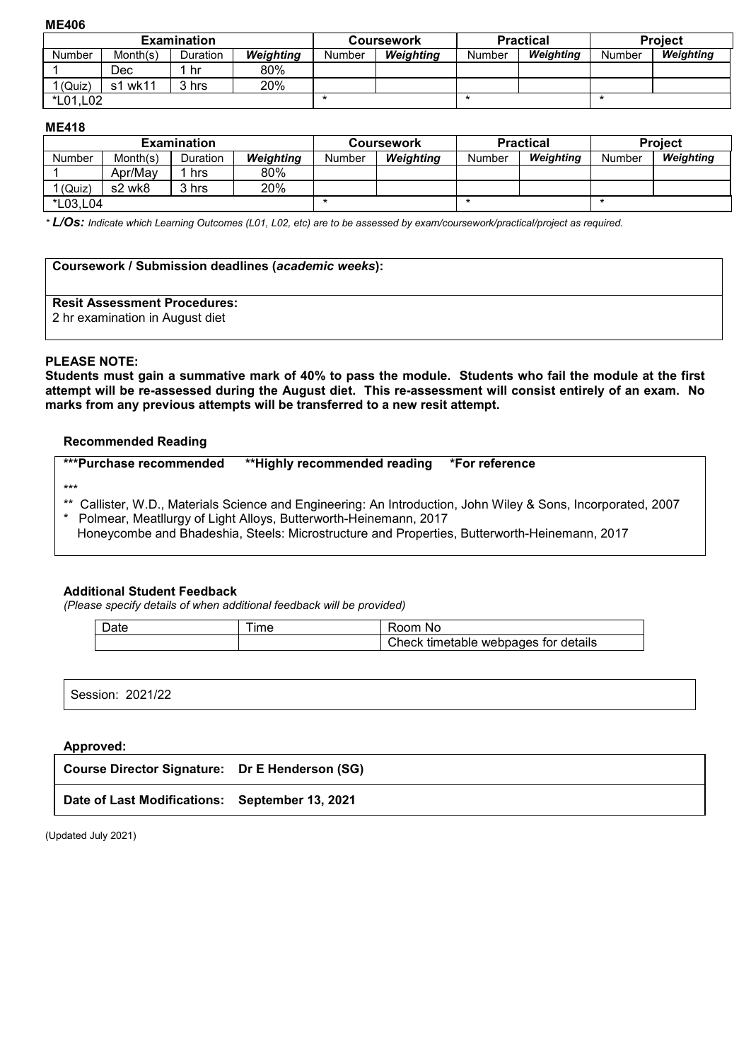**ME406**

| Examination | | | | Coursework | | Practical | | Project | |
|---|---|---|---|---|---|---|---|---|---|
| Number | Month(s) | Duration | *Weighting* | Number | *Weighting* | Number | *Weighting* | Number | *Weighting* |
| 1 | Dec | 1 hr | 80% | | | | | | |
| 1 (Quiz) | s1 wk11 | 3 hrs | 20% | | | | | | |
| *L01,L02 | | | | * | | * | | * | |

**ME418**

| Examination | | | | Coursework | | Practical | | Project | |
|---|---|---|---|---|---|---|---|---|---|
| Number | Month(s) | Duration | *Weighting* | Number | *Weighting* | Number | *Weighting* | Number | *Weighting* |
| 1 | Apr/May | 1 hrs | 80% | | | | | | |
| 1 (Quiz) | s2 wk8 | 3 hrs | 20% | | | | | | |
| *L03,L04 | | | | * | | * | | * | |

* ***L/Os:*** *Indicate which Learning Outcomes (L01, L02, etc) are to be assessed by exam/coursework/practical/project as required.*

**Coursework / Submission deadlines (*academic weeks*):**

**Resit Assessment Procedures:**
2 hr examination in August diet

**PLEASE NOTE:**
**Students must gain a summative mark of 40% to pass the module. Students who fail the module at the first attempt will be re-assessed during the August diet. This re-assessment will consist entirely of an exam. No marks from any previous attempts will be transferred to a new resit attempt.**

**Recommended Reading**

**\*\*\*Purchase recommended  \*\*Highly recommended reading  \*For reference**

***

** Callister, W.D., Materials Science and Engineering: An Introduction, John Wiley & Sons, Incorporated, 2007
* Polmear, Meatllurgy of Light Alloys, Butterworth-Heinemann, 2017
  Honeycombe and Bhadeshia, Steels: Microstructure and Properties, Butterworth-Heinemann, 2017

**Additional Student Feedback**
*(Please specify details of when additional feedback will be provided)*

| Date | Time | Room No |
|---|---|---|
| | | Check timetable webpages for details |

Session: 2021/22

**Approved:**

**Course Director Signature: Dr E Henderson (SG)**

**Date of Last Modifications: September 13, 2021**

(Updated July 2021)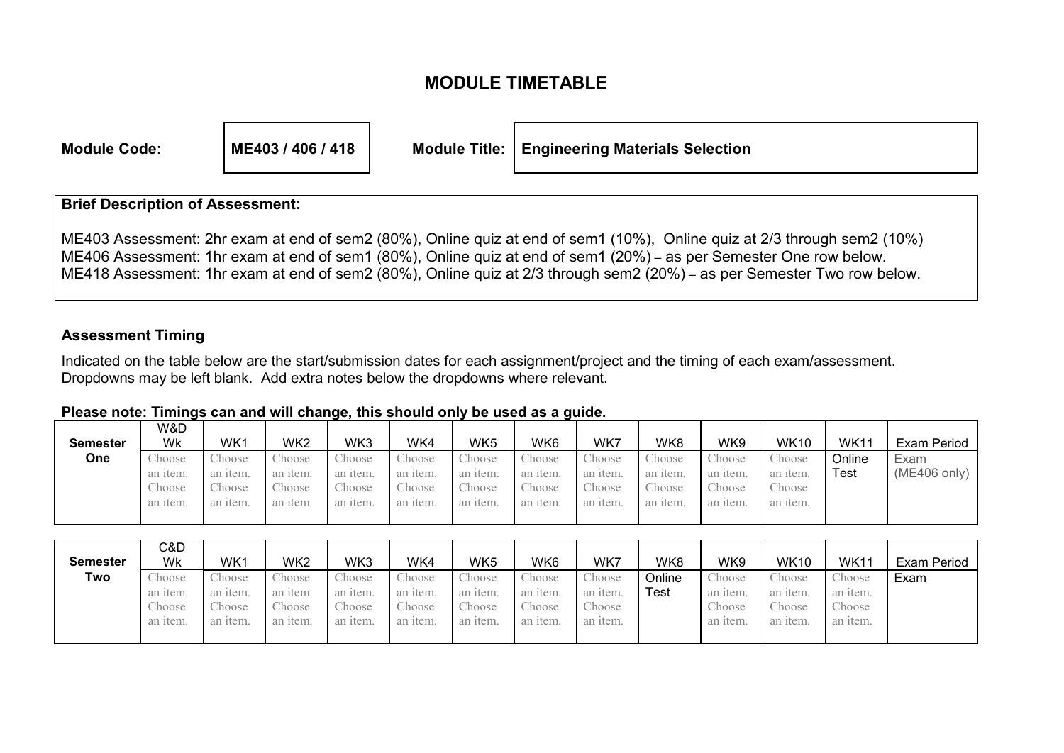# MODULE TIMETABLE

**Module Code:** ME403 / 406 / 418

**Module Title:** Engineering Materials Selection

**Brief Description of Assessment:**

ME403 Assessment: 2hr exam at end of sem2 (80%), Online quiz at end of sem1 (10%), Online quiz at 2/3 through sem2 (10%)
ME406 Assessment: 1hr exam at end of sem1 (80%), Online quiz at end of sem1 (20%) – as per Semester One row below.
ME418 Assessment: 1hr exam at end of sem2 (80%), Online quiz at 2/3 through sem2 (20%) – as per Semester Two row below.

## Assessment Timing

Indicated on the table below are the start/submission dates for each assignment/project and the timing of each exam/assessment. Dropdowns may be left blank. Add extra notes below the dropdowns where relevant.

**Please note: Timings can and will change, this should only be used as a guide.**

| Semester One | W&D Wk | WK1 | WK2 | WK3 | WK4 | WK5 | WK6 | WK7 | WK8 | WK9 | WK10 | WK11 | Exam Period |
|---|---|---|---|---|---|---|---|---|---|---|---|---|---|
| | Choose an item. Choose an item. | Choose an item. Choose an item. | Choose an item. Choose an item. | Choose an item. Choose an item. | Choose an item. Choose an item. | Choose an item. Choose an item. | Choose an item. Choose an item. | Choose an item. Choose an item. | Choose an item. Choose an item. | Choose an item. Choose an item. | Choose an item. Choose an item. | Online Test | Exam (ME406 only) |

| Semester Two | C&D Wk | WK1 | WK2 | WK3 | WK4 | WK5 | WK6 | WK7 | WK8 | WK9 | WK10 | WK11 | Exam Period |
|---|---|---|---|---|---|---|---|---|---|---|---|---|---|
| | Choose an item. Choose an item. | Choose an item. Choose an item. | Choose an item. Choose an item. | Choose an item. Choose an item. | Choose an item. Choose an item. | Choose an item. Choose an item. | Choose an item. Choose an item. | Choose an item. Choose an item. | Online Test | Choose an item. Choose an item. | Choose an item. Choose an item. | Choose an item. Choose an item. | Exam |